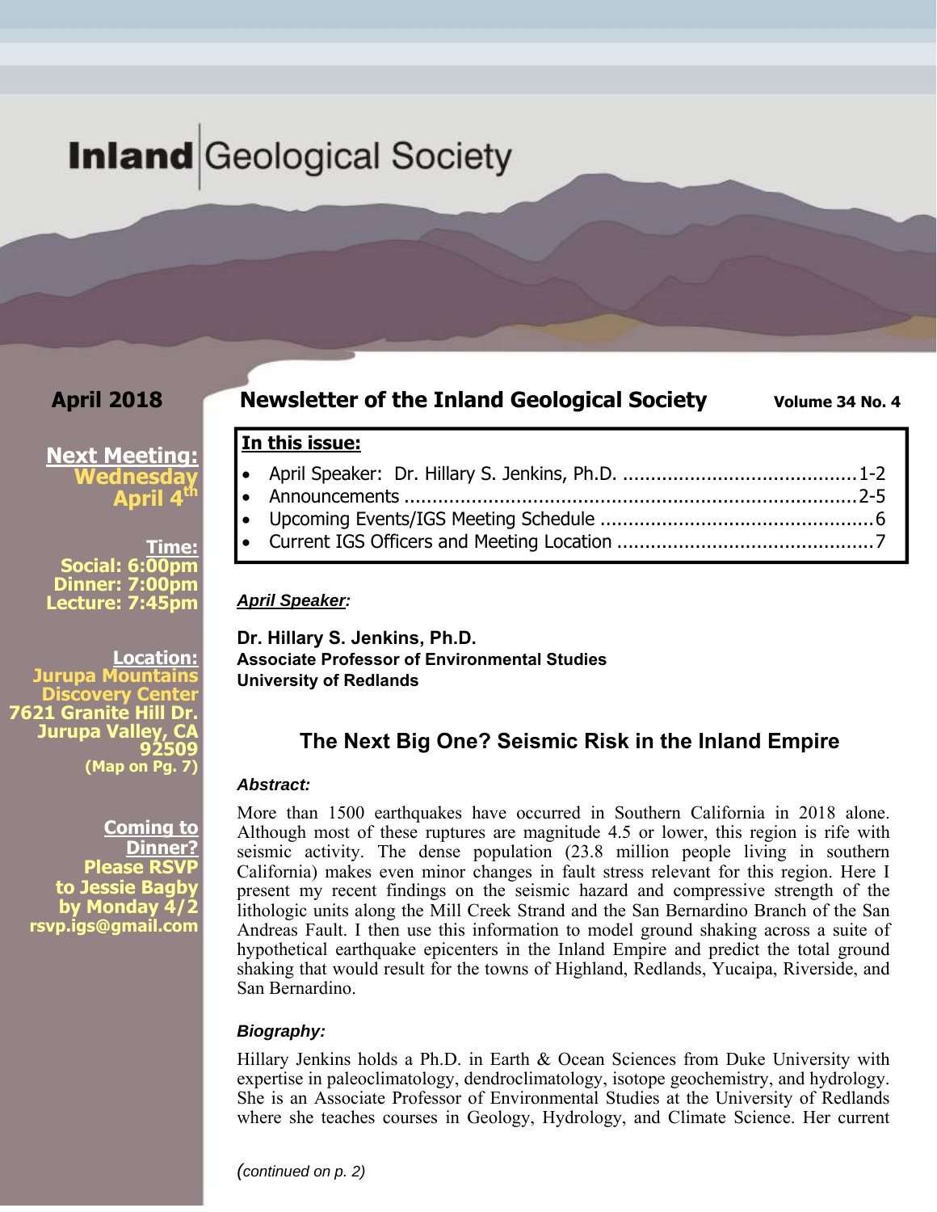# Inland Geological Society

**April 2018**

## Newsletter of the Inland Geological Society

**Volume 34 No. 4**

**Next Meeting:**
**Wednesday April 4th**

**Time:**
**Social: 6:00pm**
**Dinner: 7:00pm**
**Lecture: 7:45pm**

**Location:**
**Jurupa Mountains Discovery Center**
**7621 Granite Hill Dr.**
**Jurupa Valley, CA 92509**
**(Map on Pg. 7)**

**Coming to Dinner?**
**Please RSVP to Jessie Bagby by Monday 4/2**
**rsvp.igs@gmail.com**

**In this issue:**

- April Speaker: Dr. Hillary S. Jenkins, Ph.D. ........................................1-2
- Announcements ................................................................................2-5
- Upcoming Events/IGS Meeting Schedule ...............................................6
- Current IGS Officers and Meeting Location ............................................7

***April Speaker:***

**Dr. Hillary S. Jenkins, Ph.D.**
**Associate Professor of Environmental Studies**
**University of Redlands**

### The Next Big One? Seismic Risk in the Inland Empire

***Abstract:***

More than 1500 earthquakes have occurred in Southern California in 2018 alone. Although most of these ruptures are magnitude 4.5 or lower, this region is rife with seismic activity. The dense population (23.8 million people living in southern California) makes even minor changes in fault stress relevant for this region. Here I present my recent findings on the seismic hazard and compressive strength of the lithologic units along the Mill Creek Strand and the San Bernardino Branch of the San Andreas Fault. I then use this information to model ground shaking across a suite of hypothetical earthquake epicenters in the Inland Empire and predict the total ground shaking that would result for the towns of Highland, Redlands, Yucaipa, Riverside, and San Bernardino.

***Biography:***

Hillary Jenkins holds a Ph.D. in Earth & Ocean Sciences from Duke University with expertise in paleoclimatology, dendroclimatology, isotope geochemistry, and hydrology. She is an Associate Professor of Environmental Studies at the University of Redlands where she teaches courses in Geology, Hydrology, and Climate Science. Her current

*(continued on p. 2)*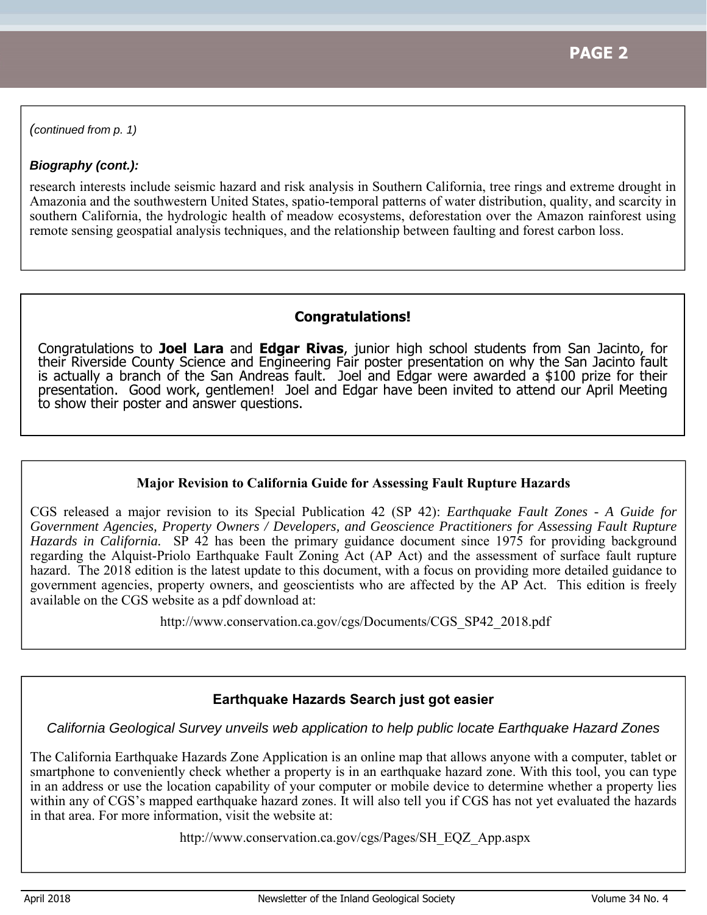*(continued from p. 1)*

***Biography (cont.):***

research interests include seismic hazard and risk analysis in Southern California, tree rings and extreme drought in Amazonia and the southwestern United States, spatio-temporal patterns of water distribution, quality, and scarcity in southern California, the hydrologic health of meadow ecosystems, deforestation over the Amazon rainforest using remote sensing geospatial analysis techniques, and the relationship between faulting and forest carbon loss.

## Congratulations!

Congratulations to **Joel Lara** and **Edgar Rivas**, junior high school students from San Jacinto, for their Riverside County Science and Engineering Fair poster presentation on why the San Jacinto fault is actually a branch of the San Andreas fault. Joel and Edgar were awarded a $100 prize for their presentation. Good work, gentlemen! Joel and Edgar have been invited to attend our April Meeting to show their poster and answer questions.

## Major Revision to California Guide for Assessing Fault Rupture Hazards

CGS released a major revision to its Special Publication 42 (SP 42): *Earthquake Fault Zones - A Guide for Government Agencies, Property Owners / Developers, and Geoscience Practitioners for Assessing Fault Rupture Hazards in California.* SP 42 has been the primary guidance document since 1975 for providing background regarding the Alquist-Priolo Earthquake Fault Zoning Act (AP Act) and the assessment of surface fault rupture hazard. The 2018 edition is the latest update to this document, with a focus on providing more detailed guidance to government agencies, property owners, and geoscientists who are affected by the AP Act. This edition is freely available on the CGS website as a pdf download at:

http://www.conservation.ca.gov/cgs/Documents/CGS_SP42_2018.pdf

## Earthquake Hazards Search just got easier

*California Geological Survey unveils web application to help public locate Earthquake Hazard Zones*

The California Earthquake Hazards Zone Application is an online map that allows anyone with a computer, tablet or smartphone to conveniently check whether a property is in an earthquake hazard zone. With this tool, you can type in an address or use the location capability of your computer or mobile device to determine whether a property lies within any of CGS's mapped earthquake hazard zones. It will also tell you if CGS has not yet evaluated the hazards in that area. For more information, visit the website at:

http://www.conservation.ca.gov/cgs/Pages/SH_EQZ_App.aspx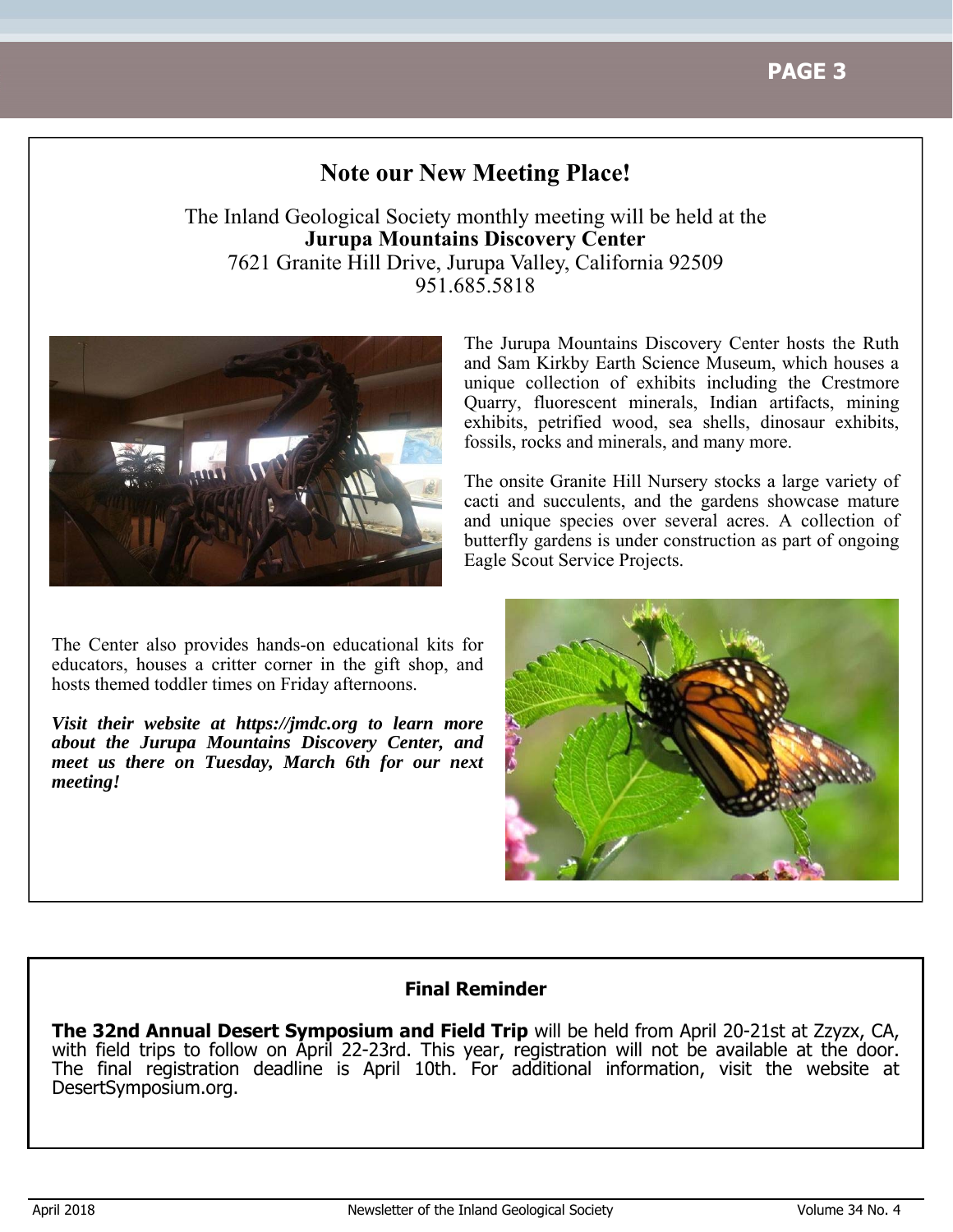## Note our New Meeting Place!

The Inland Geological Society monthly meeting will be held at the
**Jurupa Mountains Discovery Center**
7621 Granite Hill Drive, Jurupa Valley, California 92509
951.685.5818

The Jurupa Mountains Discovery Center hosts the Ruth and Sam Kirkby Earth Science Museum, which houses a unique collection of exhibits including the Crestmore Quarry, fluorescent minerals, Indian artifacts, mining exhibits, petrified wood, sea shells, dinosaur exhibits, fossils, rocks and minerals, and many more.

The onsite Granite Hill Nursery stocks a large variety of cacti and succulents, and the gardens showcase mature and unique species over several acres. A collection of butterfly gardens is under construction as part of ongoing Eagle Scout Service Projects.

The Center also provides hands-on educational kits for educators, houses a critter corner in the gift shop, and hosts themed toddler times on Friday afternoons.

***Visit their website at https://jmdc.org to learn more about the Jurupa Mountains Discovery Center, and meet us there on Tuesday, March 6th for our next meeting!***

### Final Reminder

**The 32nd Annual Desert Symposium and Field Trip** will be held from April 20-21st at Zzyzx, CA, with field trips to follow on April 22-23rd. This year, registration will not be available at the door. The final registration deadline is April 10th. For additional information, visit the website at DesertSymposium.org.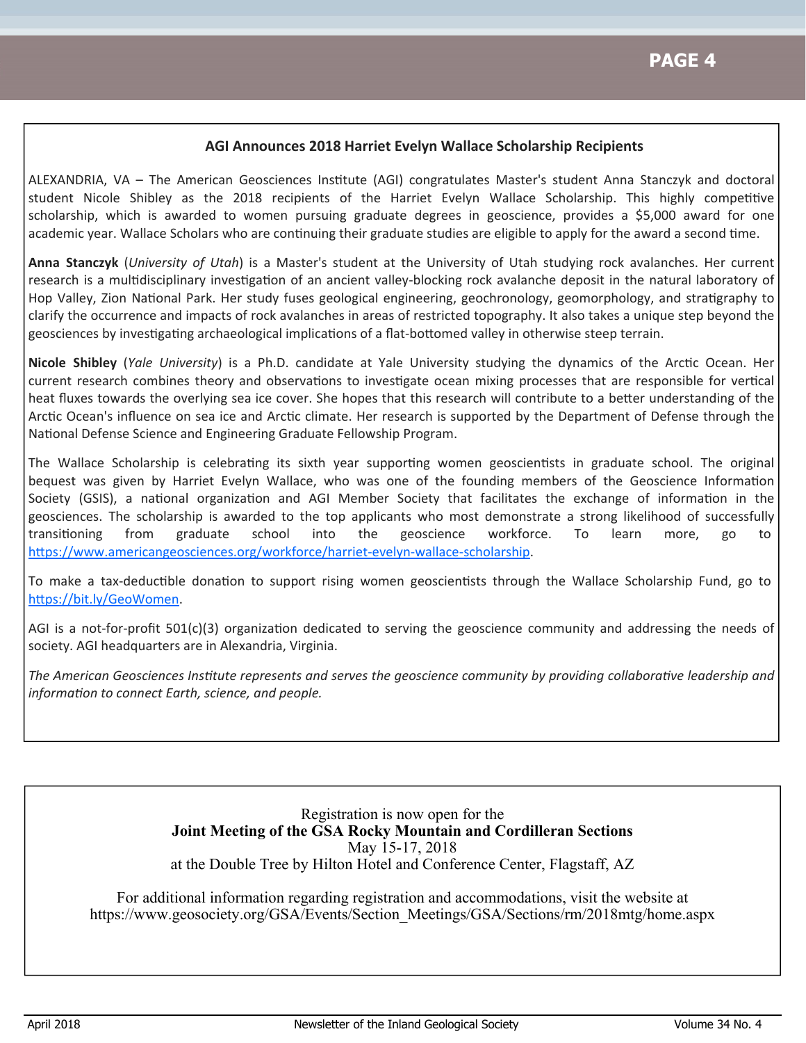## AGI Announces 2018 Harriet Evelyn Wallace Scholarship Recipients

ALEXANDRIA, VA – The American Geosciences Institute (AGI) congratulates Master's student Anna Stanczyk and doctoral student Nicole Shibley as the 2018 recipients of the Harriet Evelyn Wallace Scholarship. This highly competitive scholarship, which is awarded to women pursuing graduate degrees in geoscience, provides a $5,000 award for one academic year. Wallace Scholars who are continuing their graduate studies are eligible to apply for the award a second time.

**Anna Stanczyk** (*University of Utah*) is a Master's student at the University of Utah studying rock avalanches. Her current research is a multidisciplinary investigation of an ancient valley-blocking rock avalanche deposit in the natural laboratory of Hop Valley, Zion National Park. Her study fuses geological engineering, geochronology, geomorphology, and stratigraphy to clarify the occurrence and impacts of rock avalanches in areas of restricted topography. It also takes a unique step beyond the geosciences by investigating archaeological implications of a flat-bottomed valley in otherwise steep terrain.

**Nicole Shibley** (*Yale University*) is a Ph.D. candidate at Yale University studying the dynamics of the Arctic Ocean. Her current research combines theory and observations to investigate ocean mixing processes that are responsible for vertical heat fluxes towards the overlying sea ice cover. She hopes that this research will contribute to a better understanding of the Arctic Ocean's influence on sea ice and Arctic climate. Her research is supported by the Department of Defense through the National Defense Science and Engineering Graduate Fellowship Program.

The Wallace Scholarship is celebrating its sixth year supporting women geoscientists in graduate school. The original bequest was given by Harriet Evelyn Wallace, who was one of the founding members of the Geoscience Information Society (GSIS), a national organization and AGI Member Society that facilitates the exchange of information in the geosciences. The scholarship is awarded to the top applicants who most demonstrate a strong likelihood of successfully transitioning from graduate school into the geoscience workforce. To learn more, go to https://www.americangeosciences.org/workforce/harriet-evelyn-wallace-scholarship.

To make a tax-deductible donation to support rising women geoscientists through the Wallace Scholarship Fund, go to https://bit.ly/GeoWomen.

AGI is a not-for-profit 501(c)(3) organization dedicated to serving the geoscience community and addressing the needs of society. AGI headquarters are in Alexandria, Virginia.

*The American Geosciences Institute represents and serves the geoscience community by providing collaborative leadership and information to connect Earth, science, and people.*

---

Registration is now open for the
**Joint Meeting of the GSA Rocky Mountain and Cordilleran Sections**
May 15-17, 2018
at the Double Tree by Hilton Hotel and Conference Center, Flagstaff, AZ

For additional information regarding registration and accommodations, visit the website at https://www.geosociety.org/GSA/Events/Section_Meetings/GSA/Sections/rm/2018mtg/home.aspx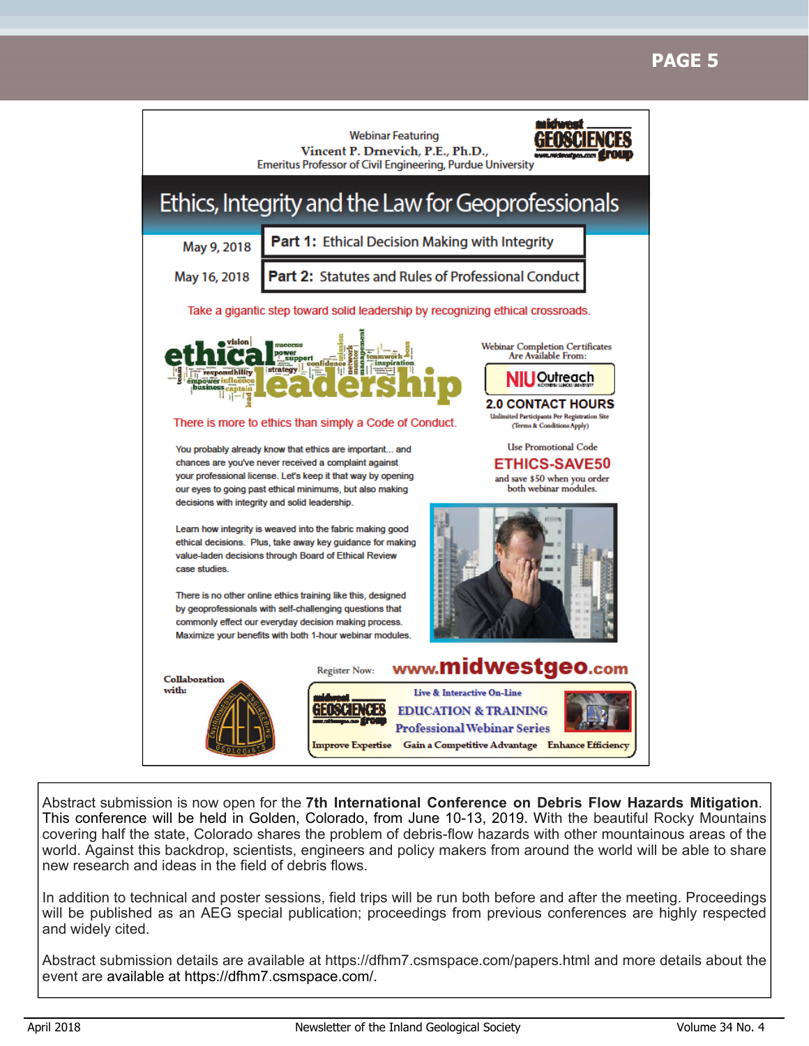Webinar Featuring
Vincent P. Drnevich, P.E., Ph.D.,
Emeritus Professor of Civil Engineering, Purdue University

# Ethics, Integrity and the Law for Geoprofessionals

May 9, 2018 — **Part 1:** Ethical Decision Making with Integrity

May 16, 2018 — **Part 2:** Statutes and Rules of Professional Conduct

Take a gigantic step toward solid leadership by recognizing ethical crossroads.

There is more to ethics than simply a Code of Conduct.

You probably already know that ethics are important... and chances are you've never received a complaint against your professional license. Let's keep it that way by opening our eyes to going past ethical minimums, but also making decisions with integrity and solid leadership.

Learn how integrity is weaved into the fabric making good ethical decisions. Plus, take away key guidance for making value-laden decisions through Board of Ethical Review case studies.

There is no other online ethics training like this, designed by geoprofessionals with self-challenging questions that commonly effect our everyday decision making process. Maximize your benefits with both 1-hour webinar modules.

Webinar Completion Certificates Are Available From: NIU Outreach

**2.0 CONTACT HOURS**

Unlimited Participants Per Registration Site (Terms & Conditions Apply)

Use Promotional Code **ETHICS-SAVE50** and save $50 when you order both webinar modules.

Register Now: **www.midwestgeo.com**

Collaboration with: AEG

Midwest Geosciences Group — Live & Interactive On-Line EDUCATION & TRAINING Professional Webinar Series

Improve Expertise | Gain a Competitive Advantage | Enhance Efficiency

---

Abstract submission is now open for the **7th International Conference on Debris Flow Hazards Mitigation**. This conference will be held in Golden, Colorado, from June 10-13, 2019. With the beautiful Rocky Mountains covering half the state, Colorado shares the problem of debris-flow hazards with other mountainous areas of the world. Against this backdrop, scientists, engineers and policy makers from around the world will be able to share new research and ideas in the field of debris flows.

In addition to technical and poster sessions, field trips will be run both before and after the meeting. Proceedings will be published as an AEG special publication; proceedings from previous conferences are highly respected and widely cited.

Abstract submission details are available at https://dfhm7.csmspace.com/papers.html and more details about the event are available at https://dfhm7.csmspace.com/.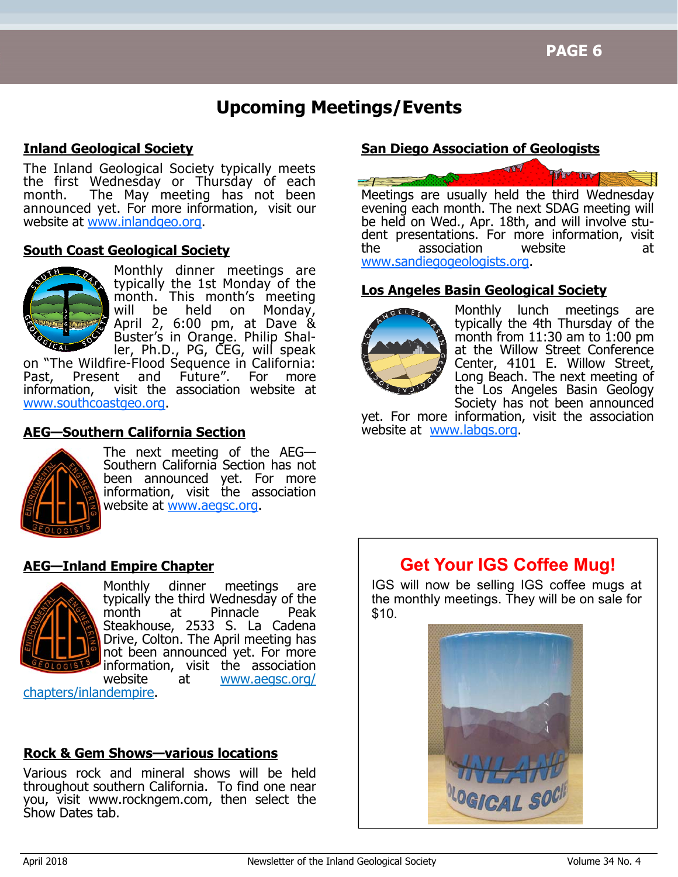# Upcoming Meetings/Events

## Inland Geological Society

The Inland Geological Society typically meets the first Wednesday or Thursday of each month. The May meeting has not been announced yet. For more information, visit our website at www.inlandgeo.org.

## South Coast Geological Society

Monthly dinner meetings are typically the 1st Monday of the month. This month's meeting will be held on Monday, April 2, 6:00 pm, at Dave & Buster's in Orange. Philip Shaller, Ph.D., PG, CEG, will speak on "The Wildfire-Flood Sequence in California: Past, Present and Future". For more information, visit the association website at www.southcoastgeo.org.

## AEG—Southern California Section

The next meeting of the AEG—Southern California Section has not been announced yet. For more information, visit the association website at www.aegsc.org.

## AEG—Inland Empire Chapter

Monthly dinner meetings are typically the third Wednesday of the month at Pinnacle Peak Steakhouse, 2533 S. La Cadena Drive, Colton. The April meeting has not been announced yet. For more information, visit the association website at www.aegsc.org/chapters/inlandempire.

## Rock & Gem Shows—various locations

Various rock and mineral shows will be held throughout southern California. To find one near you, visit www.rockngem.com, then select the Show Dates tab.

## San Diego Association of Geologists

Meetings are usually held the third Wednesday evening each month. The next SDAG meeting will be held on Wed., Apr. 18th, and will involve student presentations. For more information, visit the association website at www.sandiegogeologists.org.

## Los Angeles Basin Geological Society

Monthly lunch meetings are typically the 4th Thursday of the month from 11:30 am to 1:00 pm at the Willow Street Conference Center, 4101 E. Willow Street, Long Beach. The next meeting of the Los Angeles Basin Geology Society has not been announced yet. For more information, visit the association website at www.labgs.org.

## Get Your IGS Coffee Mug!

IGS will now be selling IGS coffee mugs at the monthly meetings. They will be on sale for $10.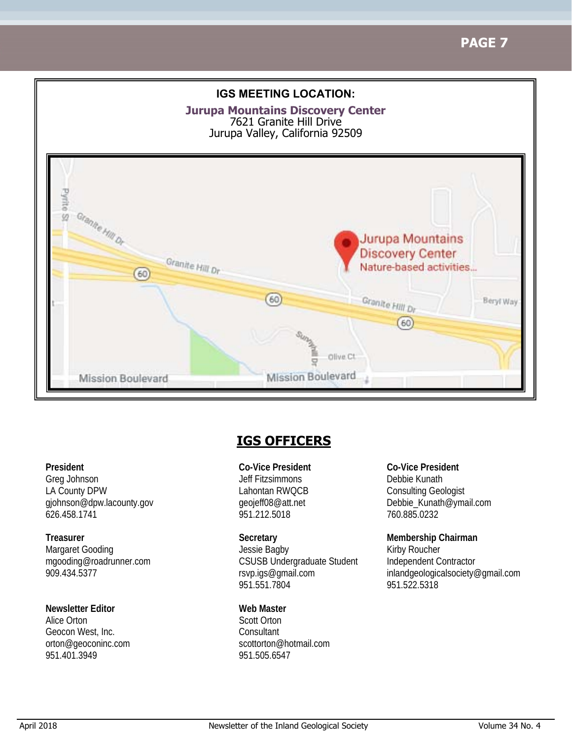**IGS MEETING LOCATION:**

**Jurupa Mountains Discovery Center**
7621 Granite Hill Drive
Jurupa Valley, California 92509

Pyrite St
Granite Hill Dr
Granite Hill Dr
60
60
Jurupa Mountains Discovery Center
Nature-based activities...
Granite Hill Dr
Beryl Way
60
Sunnyhill Dr
Olive Ct
Mission Boulevard
Mission Boulevard

## IGS OFFICERS

**President**
Greg Johnson
LA County DPW
gjohnson@dpw.lacounty.gov
626.458.1741

**Co-Vice President**
Jeff Fitzsimmons
Lahontan RWQCB
geojeff08@att.net
951.212.5018

**Co-Vice President**
Debbie Kunath
Consulting Geologist
Debbie_Kunath@ymail.com
760.885.0232

**Treasurer**
Margaret Gooding
mgooding@roadrunner.com
909.434.5377

**Secretary**
Jessie Bagby
CSUSB Undergraduate Student
rsvp.igs@gmail.com
951.551.7804

**Membership Chairman**
Kirby Roucher
Independent Contractor
inlandgeologicalsociety@gmail.com
951.522.5318

**Newsletter Editor**
Alice Orton
Geocon West, Inc.
orton@geoconinc.com
951.401.3949

**Web Master**
Scott Orton
Consultant
scottorton@hotmail.com
951.505.6547